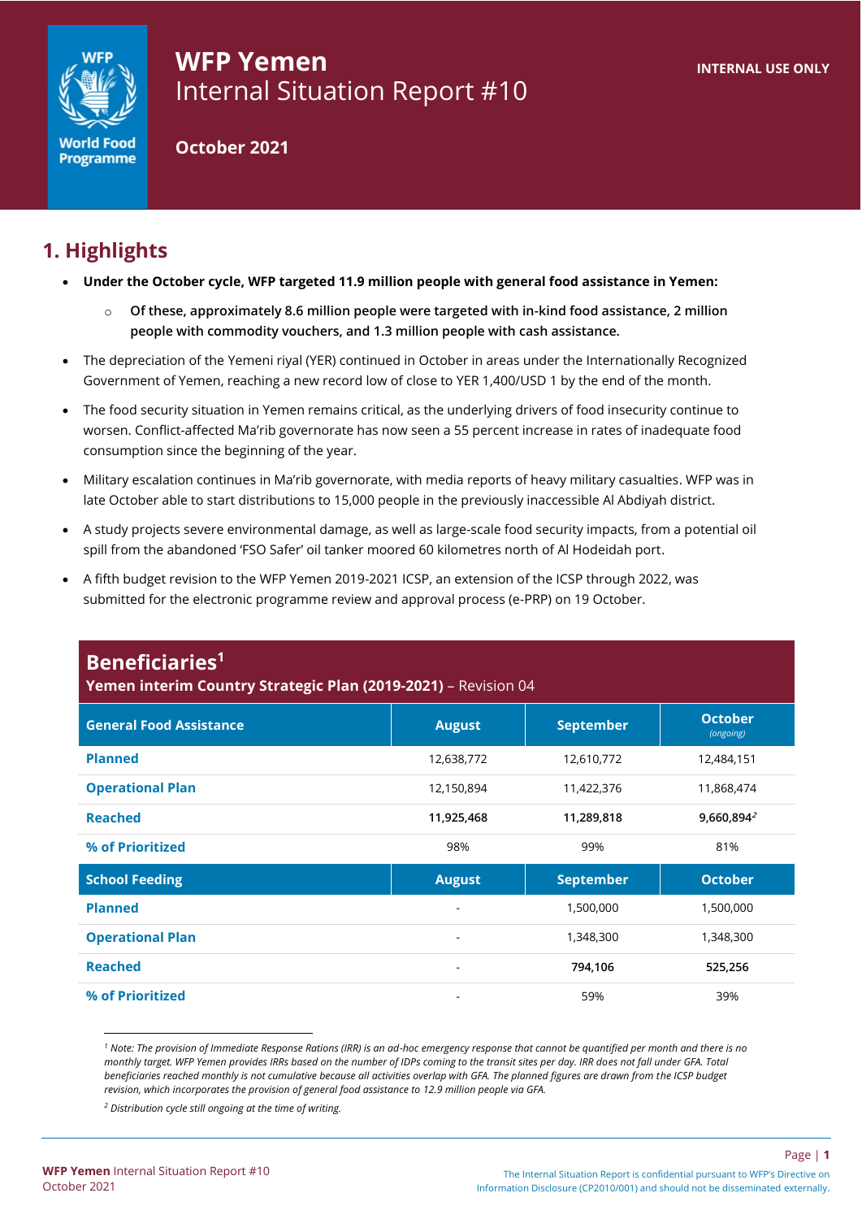# WFP Yemen
## Internal Situation Report #10

**INTERNAL USE ONLY**

**October 2021**

## 1. Highlights

- **Under the October cycle, WFP targeted 11.9 million people with general food assistance in Yemen:**
    - **Of these, approximately 8.6 million people were targeted with in-kind food assistance, 2 million people with commodity vouchers, and 1.3 million people with cash assistance.**
- The depreciation of the Yemeni riyal (YER) continued in October in areas under the Internationally Recognized Government of Yemen, reaching a new record low of close to YER 1,400/USD 1 by the end of the month.
- The food security situation in Yemen remains critical, as the underlying drivers of food insecurity continue to worsen. Conflict-affected Ma'rib governorate has now seen a 55 percent increase in rates of inadequate food consumption since the beginning of the year.
- Military escalation continues in Ma'rib governorate, with media reports of heavy military casualties. WFP was in late October able to start distributions to 15,000 people in the previously inaccessible Al Abdiyah district.
- A study projects severe environmental damage, as well as large-scale food security impacts, from a potential oil spill from the abandoned 'FSO Safer' oil tanker moored 60 kilometres north of Al Hodeidah port.
- A fifth budget revision to the WFP Yemen 2019-2021 ICSP, an extension of the ICSP through 2022, was submitted for the electronic programme review and approval process (e-PRP) on 19 October.

**Beneficiaries[1]**

**Yemen interim Country Strategic Plan (2019-2021)** – Revision 04

| General Food Assistance | August | September | October *(ongoing)* |
|---|---|---|---|
| Planned | 12,638,772 | 12,610,772 | 12,484,151 |
| Operational Plan | 12,150,894 | 11,422,376 | 11,868,474 |
| Reached | **11,925,468** | **11,289,818** | **9,660,894**[2] |
| % of Prioritized | 98% | 99% | 81% |
| **School Feeding** | **August** | **September** | **October** |
| Planned | - | 1,500,000 | 1,500,000 |
| Operational Plan | - | 1,348,300 | 1,348,300 |
| Reached | - | **794,106** | **525,256** |
| % of Prioritized | - | 59% | 39% |

[1] *Note: The provision of Immediate Response Rations (IRR) is an ad-hoc emergency response that cannot be quantified per month and there is no monthly target. WFP Yemen provides IRRs based on the number of IDPs coming to the transit sites per day. IRR does not fall under GFA. Total beneficiaries reached monthly is not cumulative because all activities overlap with GFA. The planned figures are drawn from the ICSP budget revision, which incorporates the provision of general food assistance to 12.9 million people via GFA.*

[2] *Distribution cycle still ongoing at the time of writing.*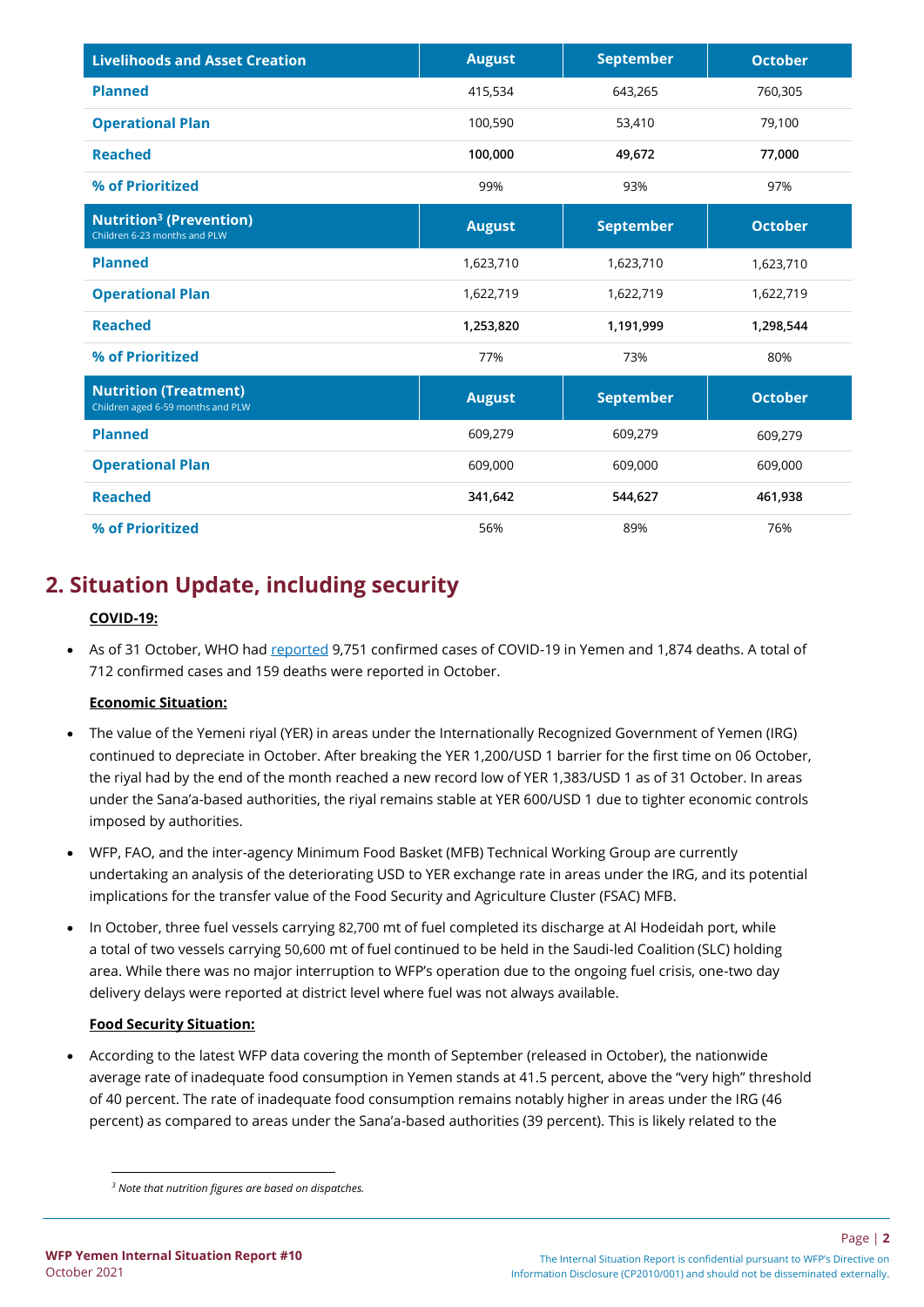| Livelihoods and Asset Creation | August | September | October |
|---|---|---|---|
| **Planned** | 415,534 | 643,265 | 760,305 |
| **Operational Plan** | 100,590 | 53,410 | 79,100 |
| **Reached** | **100,000** | **49,672** | **77,000** |
| **% of Prioritized** | 99% | 93% | 97% |
| **Nutrition[3] (Prevention)** Children 6-23 months and PLW | **August** | **September** | **October** |
| **Planned** | 1,623,710 | 1,623,710 | 1,623,710 |
| **Operational Plan** | 1,622,719 | 1,622,719 | 1,622,719 |
| **Reached** | **1,253,820** | **1,191,999** | **1,298,544** |
| **% of Prioritized** | 77% | 73% | 80% |
| **Nutrition (Treatment)** Children aged 6-59 months and PLW | **August** | **September** | **October** |
| **Planned** | 609,279 | 609,279 | 609,279 |
| **Operational Plan** | 609,000 | 609,000 | 609,000 |
| **Reached** | **341,642** | **544,627** | **461,938** |
| **% of Prioritized** | 56% | 89% | 76% |

## 2. Situation Update, including security

**COVID-19:**

- As of 31 October, WHO had reported 9,751 confirmed cases of COVID-19 in Yemen and 1,874 deaths. A total of 712 confirmed cases and 159 deaths were reported in October.

**Economic Situation:**

- The value of the Yemeni riyal (YER) in areas under the Internationally Recognized Government of Yemen (IRG) continued to depreciate in October. After breaking the YER 1,200/USD 1 barrier for the first time on 06 October, the riyal had by the end of the month reached a new record low of YER 1,383/USD 1 as of 31 October. In areas under the Sana'a-based authorities, the riyal remains stable at YER 600/USD 1 due to tighter economic controls imposed by authorities.
- WFP, FAO, and the inter-agency Minimum Food Basket (MFB) Technical Working Group are currently undertaking an analysis of the deteriorating USD to YER exchange rate in areas under the IRG, and its potential implications for the transfer value of the Food Security and Agriculture Cluster (FSAC) MFB.
- In October, three fuel vessels carrying 82,700 mt of fuel completed its discharge at Al Hodeidah port, while a total of two vessels carrying 50,600 mt of fuel continued to be held in the Saudi-led Coalition (SLC) holding area. While there was no major interruption to WFP's operation due to the ongoing fuel crisis, one-two day delivery delays were reported at district level where fuel was not always available.

**Food Security Situation:**

- According to the latest WFP data covering the month of September (released in October), the nationwide average rate of inadequate food consumption in Yemen stands at 41.5 percent, above the "very high" threshold of 40 percent. The rate of inadequate food consumption remains notably higher in areas under the IRG (46 percent) as compared to areas under the Sana'a-based authorities (39 percent). This is likely related to the

[3] *Note that nutrition figures are based on dispatches.*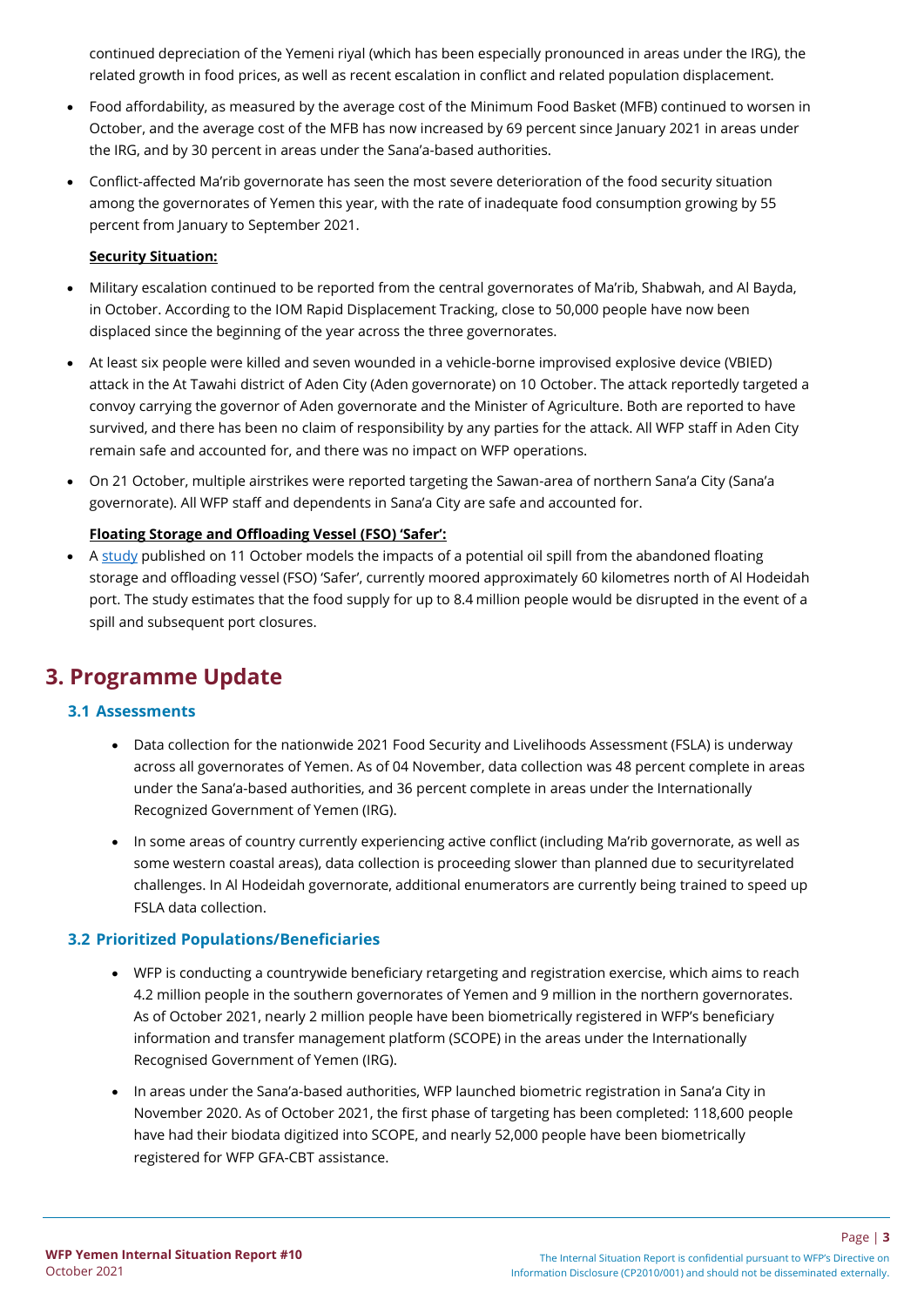continued depreciation of the Yemeni riyal (which has been especially pronounced in areas under the IRG), the related growth in food prices, as well as recent escalation in conflict and related population displacement.

- Food affordability, as measured by the average cost of the Minimum Food Basket (MFB) continued to worsen in October, and the average cost of the MFB has now increased by 69 percent since January 2021 in areas under the IRG, and by 30 percent in areas under the Sana'a-based authorities.
- Conflict-affected Ma'rib governorate has seen the most severe deterioration of the food security situation among the governorates of Yemen this year, with the rate of inadequate food consumption growing by 55 percent from January to September 2021.

**Security Situation:**

- Military escalation continued to be reported from the central governorates of Ma'rib, Shabwah, and Al Bayda, in October. According to the IOM Rapid Displacement Tracking, close to 50,000 people have now been displaced since the beginning of the year across the three governorates.
- At least six people were killed and seven wounded in a vehicle-borne improvised explosive device (VBIED) attack in the At Tawahi district of Aden City (Aden governorate) on 10 October. The attack reportedly targeted a convoy carrying the governor of Aden governorate and the Minister of Agriculture. Both are reported to have survived, and there has been no claim of responsibility by any parties for the attack. All WFP staff in Aden City remain safe and accounted for, and there was no impact on WFP operations.
- On 21 October, multiple airstrikes were reported targeting the Sawan-area of northern Sana'a City (Sana'a governorate). All WFP staff and dependents in Sana'a City are safe and accounted for.

**Floating Storage and Offloading Vessel (FSO) 'Safer':**

- A study published on 11 October models the impacts of a potential oil spill from the abandoned floating storage and offloading vessel (FSO) 'Safer', currently moored approximately 60 kilometres north of Al Hodeidah port. The study estimates that the food supply for up to 8.4 million people would be disrupted in the event of a spill and subsequent port closures.

## 3. Programme Update

### 3.1 Assessments

- Data collection for the nationwide 2021 Food Security and Livelihoods Assessment (FSLA) is underway across all governorates of Yemen. As of 04 November, data collection was 48 percent complete in areas under the Sana'a-based authorities, and 36 percent complete in areas under the Internationally Recognized Government of Yemen (IRG).
- In some areas of country currently experiencing active conflict (including Ma'rib governorate, as well as some western coastal areas), data collection is proceeding slower than planned due to securityrelated challenges. In Al Hodeidah governorate, additional enumerators are currently being trained to speed up FSLA data collection.

### 3.2 Prioritized Populations/Beneficiaries

- WFP is conducting a countrywide beneficiary retargeting and registration exercise, which aims to reach 4.2 million people in the southern governorates of Yemen and 9 million in the northern governorates. As of October 2021, nearly 2 million people have been biometrically registered in WFP's beneficiary information and transfer management platform (SCOPE) in the areas under the Internationally Recognised Government of Yemen (IRG).
- In areas under the Sana'a-based authorities, WFP launched biometric registration in Sana'a City in November 2020. As of October 2021, the first phase of targeting has been completed: 118,600 people have had their biodata digitized into SCOPE, and nearly 52,000 people have been biometrically registered for WFP GFA-CBT assistance.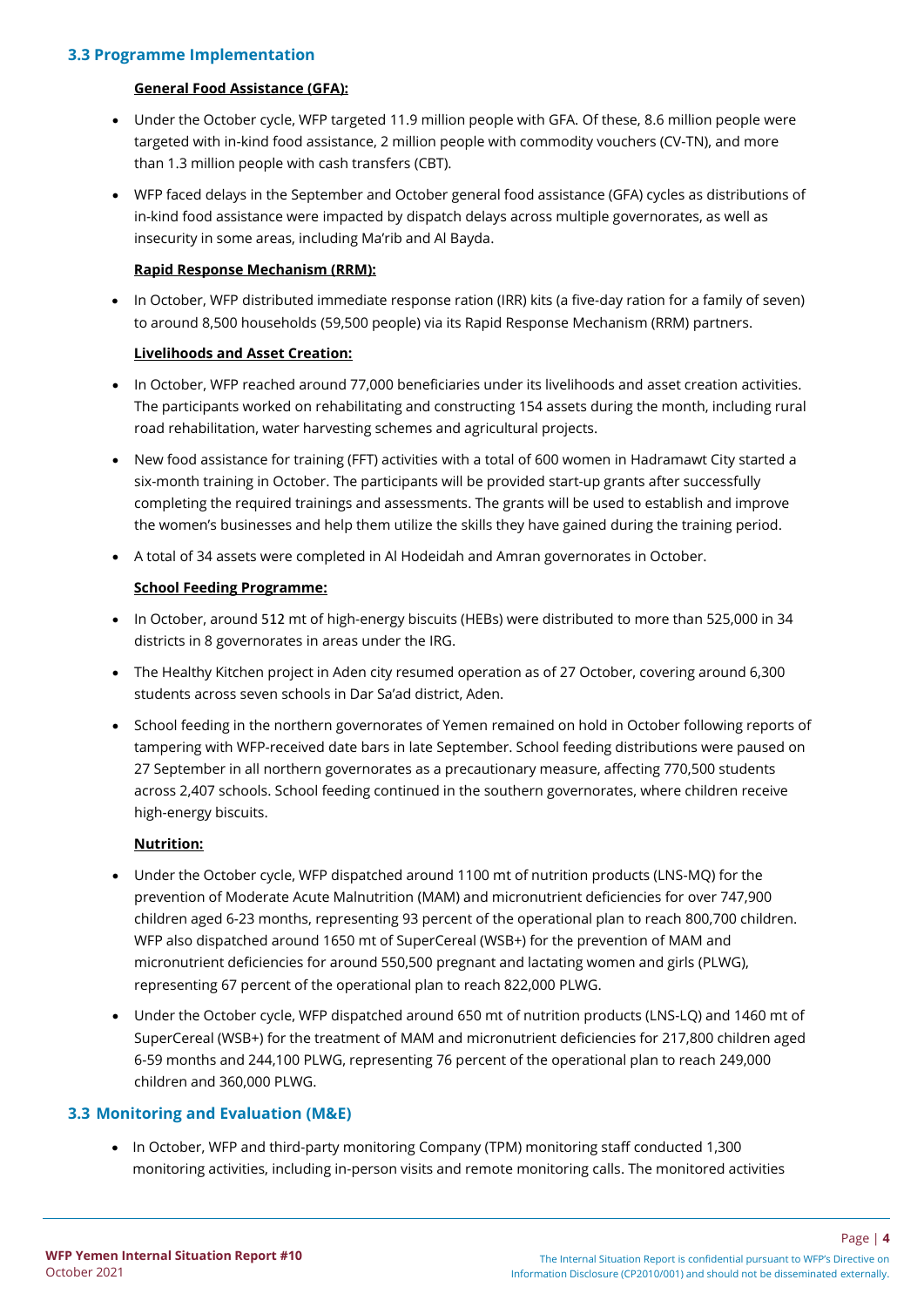## 3.3 Programme Implementation

**General Food Assistance (GFA):**

- Under the October cycle, WFP targeted 11.9 million people with GFA. Of these, 8.6 million people were targeted with in-kind food assistance, 2 million people with commodity vouchers (CV-TN), and more than 1.3 million people with cash transfers (CBT).
- WFP faced delays in the September and October general food assistance (GFA) cycles as distributions of in-kind food assistance were impacted by dispatch delays across multiple governorates, as well as insecurity in some areas, including Ma'rib and Al Bayda.

**Rapid Response Mechanism (RRM):**

- In October, WFP distributed immediate response ration (IRR) kits (a five-day ration for a family of seven) to around 8,500 households (59,500 people) via its Rapid Response Mechanism (RRM) partners.

**Livelihoods and Asset Creation:**

- In October, WFP reached around 77,000 beneficiaries under its livelihoods and asset creation activities. The participants worked on rehabilitating and constructing 154 assets during the month, including rural road rehabilitation, water harvesting schemes and agricultural projects.
- New food assistance for training (FFT) activities with a total of 600 women in Hadramawt City started a six-month training in October. The participants will be provided start-up grants after successfully completing the required trainings and assessments. The grants will be used to establish and improve the women's businesses and help them utilize the skills they have gained during the training period.
- A total of 34 assets were completed in Al Hodeidah and Amran governorates in October.

**School Feeding Programme:**

- In October, around 512 mt of high-energy biscuits (HEBs) were distributed to more than 525,000 in 34 districts in 8 governorates in areas under the IRG.
- The Healthy Kitchen project in Aden city resumed operation as of 27 October, covering around 6,300 students across seven schools in Dar Sa'ad district, Aden.
- School feeding in the northern governorates of Yemen remained on hold in October following reports of tampering with WFP-received date bars in late September. School feeding distributions were paused on 27 September in all northern governorates as a precautionary measure, affecting 770,500 students across 2,407 schools. School feeding continued in the southern governorates, where children receive high-energy biscuits.

**Nutrition:**

- Under the October cycle, WFP dispatched around 1100 mt of nutrition products (LNS-MQ) for the prevention of Moderate Acute Malnutrition (MAM) and micronutrient deficiencies for over 747,900 children aged 6-23 months, representing 93 percent of the operational plan to reach 800,700 children. WFP also dispatched around 1650 mt of SuperCereal (WSB+) for the prevention of MAM and micronutrient deficiencies for around 550,500 pregnant and lactating women and girls (PLWG), representing 67 percent of the operational plan to reach 822,000 PLWG.
- Under the October cycle, WFP dispatched around 650 mt of nutrition products (LNS-LQ) and 1460 mt of SuperCereal (WSB+) for the treatment of MAM and micronutrient deficiencies for 217,800 children aged 6-59 months and 244,100 PLWG, representing 76 percent of the operational plan to reach 249,000 children and 360,000 PLWG.

## 3.3 Monitoring and Evaluation (M&E)

- In October, WFP and third-party monitoring Company (TPM) monitoring staff conducted 1,300 monitoring activities, including in-person visits and remote monitoring calls. The monitored activities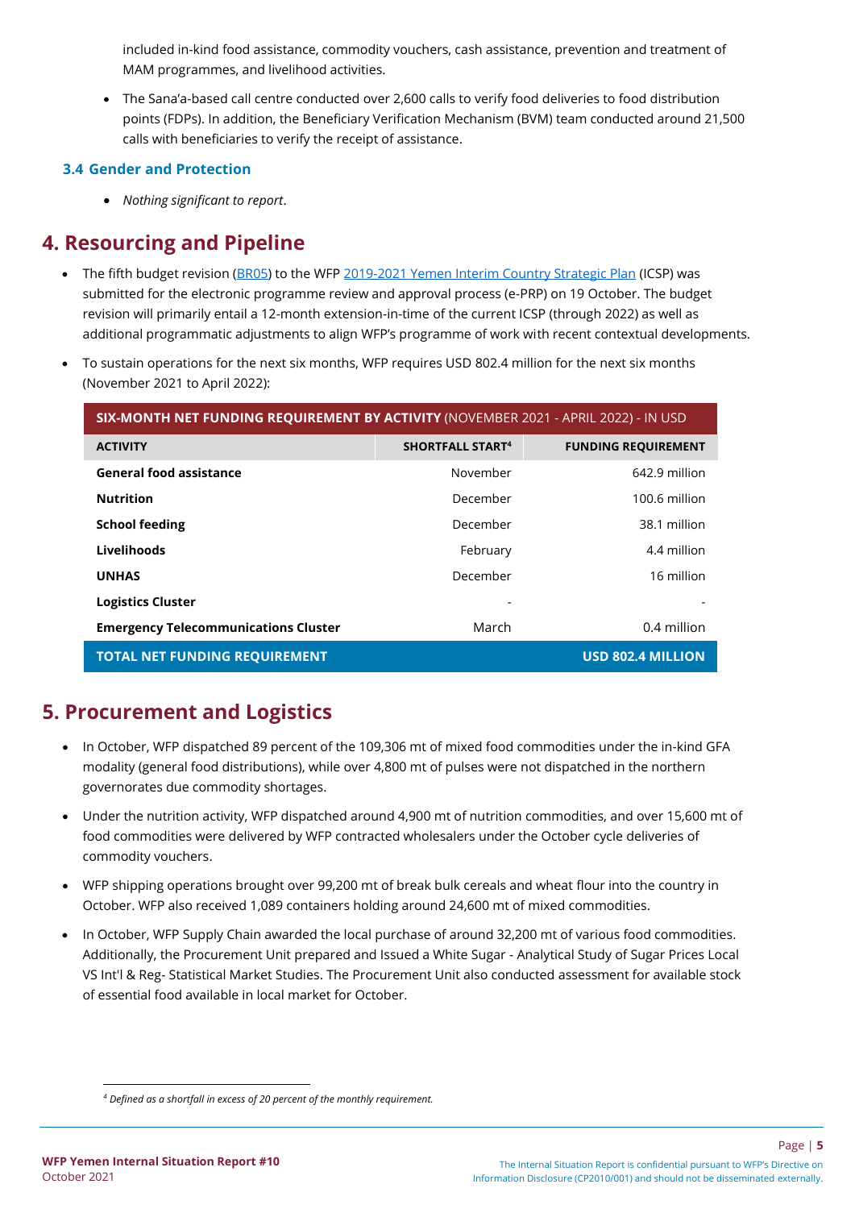included in-kind food assistance, commodity vouchers, cash assistance, prevention and treatment of MAM programmes, and livelihood activities.

- The Sana'a-based call centre conducted over 2,600 calls to verify food deliveries to food distribution points (FDPs). In addition, the Beneficiary Verification Mechanism (BVM) team conducted around 21,500 calls with beneficiaries to verify the receipt of assistance.

### 3.4 Gender and Protection

- *Nothing significant to report*.

## 4. Resourcing and Pipeline

- The fifth budget revision (BR05) to the WFP 2019-2021 Yemen Interim Country Strategic Plan (ICSP) was submitted for the electronic programme review and approval process (e-PRP) on 19 October. The budget revision will primarily entail a 12-month extension-in-time of the current ICSP (through 2022) as well as additional programmatic adjustments to align WFP's programme of work with recent contextual developments.
- To sustain operations for the next six months, WFP requires USD 802.4 million for the next six months (November 2021 to April 2022):

| **SIX-MONTH NET FUNDING REQUIREMENT BY ACTIVITY** (NOVEMBER 2021 - APRIL 2022) - IN USD | | |
|---|---|---|
| **ACTIVITY** | **SHORTFALL START[4]** | **FUNDING REQUIREMENT** |
| **General food assistance** | November | 642.9 million |
| **Nutrition** | December | 100.6 million |
| **School feeding** | December | 38.1 million |
| **Livelihoods** | February | 4.4 million |
| **UNHAS** | December | 16 million |
| **Logistics Cluster** | - | - |
| **Emergency Telecommunications Cluster** | March | 0.4 million |
| **TOTAL NET FUNDING REQUIREMENT** | | **USD 802.4 MILLION** |

## 5. Procurement and Logistics

- In October, WFP dispatched 89 percent of the 109,306 mt of mixed food commodities under the in-kind GFA modality (general food distributions), while over 4,800 mt of pulses were not dispatched in the northern governorates due commodity shortages.
- Under the nutrition activity, WFP dispatched around 4,900 mt of nutrition commodities, and over 15,600 mt of food commodities were delivered by WFP contracted wholesalers under the October cycle deliveries of commodity vouchers.
- WFP shipping operations brought over 99,200 mt of break bulk cereals and wheat flour into the country in October. WFP also received 1,089 containers holding around 24,600 mt of mixed commodities.
- In October, WFP Supply Chain awarded the local purchase of around 32,200 mt of various food commodities. Additionally, the Procurement Unit prepared and Issued a White Sugar - Analytical Study of Sugar Prices Local VS Int'l & Reg- Statistical Market Studies. The Procurement Unit also conducted assessment for available stock of essential food available in local market for October.

[4] *Defined as a shortfall in excess of 20 percent of the monthly requirement.*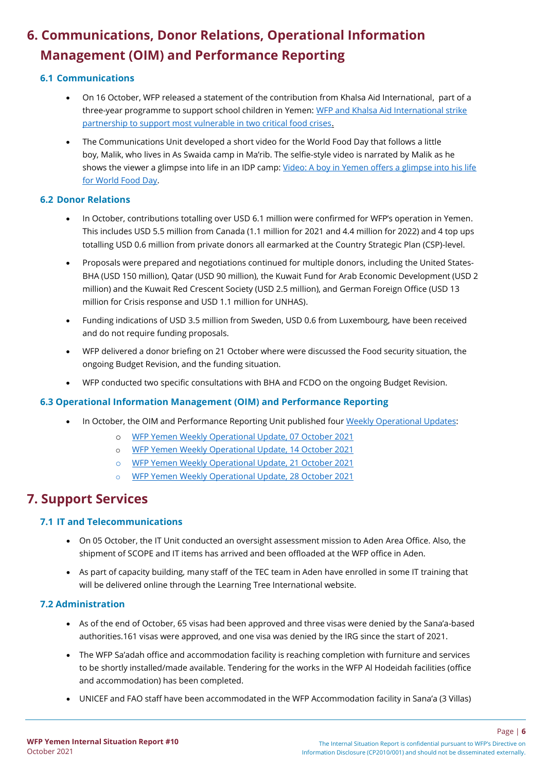# 6. Communications, Donor Relations, Operational Information Management (OIM) and Performance Reporting

## 6.1 Communications

- On 16 October, WFP released a statement of the contribution from Khalsa Aid International, part of a three-year programme to support school children in Yemen: WFP and Khalsa Aid International strike partnership to support most vulnerable in two critical food crises.
- The Communications Unit developed a short video for the World Food Day that follows a little boy, Malik, who lives in As Swaida camp in Ma'rib. The selfie-style video is narrated by Malik as he shows the viewer a glimpse into life in an IDP camp: Video: A boy in Yemen offers a glimpse into his life for World Food Day.

## 6.2 Donor Relations

- In October, contributions totalling over USD 6.1 million were confirmed for WFP's operation in Yemen. This includes USD 5.5 million from Canada (1.1 million for 2021 and 4.4 million for 2022) and 4 top ups totalling USD 0.6 million from private donors all earmarked at the Country Strategic Plan (CSP)-level.
- Proposals were prepared and negotiations continued for multiple donors, including the United States-BHA (USD 150 million), Qatar (USD 90 million), the Kuwait Fund for Arab Economic Development (USD 2 million) and the Kuwait Red Crescent Society (USD 2.5 million), and German Foreign Office (USD 13 million for Crisis response and USD 1.1 million for UNHAS).
- Funding indications of USD 3.5 million from Sweden, USD 0.6 from Luxembourg, have been received and do not require funding proposals.
- WFP delivered a donor briefing on 21 October where were discussed the Food security situation, the ongoing Budget Revision, and the funding situation.
- WFP conducted two specific consultations with BHA and FCDO on the ongoing Budget Revision.

## 6.3 Operational Information Management (OIM) and Performance Reporting

- In October, the OIM and Performance Reporting Unit published four Weekly Operational Updates:
  - WFP Yemen Weekly Operational Update, 07 October 2021
  - WFP Yemen Weekly Operational Update, 14 October 2021
  - WFP Yemen Weekly Operational Update, 21 October 2021
  - WFP Yemen Weekly Operational Update, 28 October 2021

# 7. Support Services

## 7.1 IT and Telecommunications

- On 05 October, the IT Unit conducted an oversight assessment mission to Aden Area Office. Also, the shipment of SCOPE and IT items has arrived and been offloaded at the WFP office in Aden.
- As part of capacity building, many staff of the TEC team in Aden have enrolled in some IT training that will be delivered online through the Learning Tree International website.

## 7.2 Administration

- As of the end of October, 65 visas had been approved and three visas were denied by the Sana'a-based authorities.161 visas were approved, and one visa was denied by the IRG since the start of 2021.
- The WFP Sa'adah office and accommodation facility is reaching completion with furniture and services to be shortly installed/made available. Tendering for the works in the WFP Al Hodeidah facilities (office and accommodation) has been completed.
- UNICEF and FAO staff have been accommodated in the WFP Accommodation facility in Sana'a (3 Villas)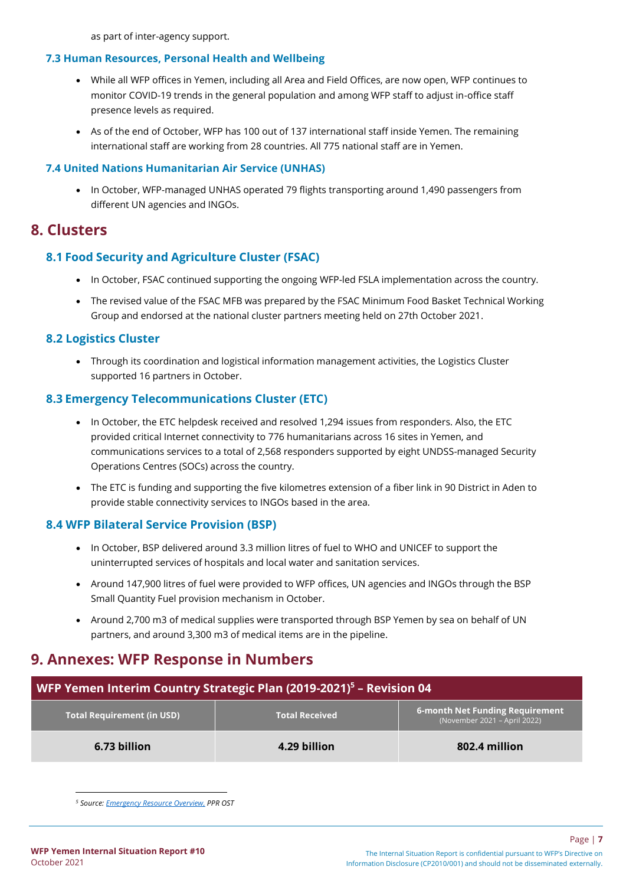as part of inter-agency support.

### 7.3 Human Resources, Personal Health and Wellbeing

- While all WFP offices in Yemen, including all Area and Field Offices, are now open, WFP continues to monitor COVID-19 trends in the general population and among WFP staff to adjust in-office staff presence levels as required.
- As of the end of October, WFP has 100 out of 137 international staff inside Yemen. The remaining international staff are working from 28 countries. All 775 national staff are in Yemen.

### 7.4 United Nations Humanitarian Air Service (UNHAS)

- In October, WFP-managed UNHAS operated 79 flights transporting around 1,490 passengers from different UN agencies and INGOs.

## 8. Clusters

### 8.1 Food Security and Agriculture Cluster (FSAC)

- In October, FSAC continued supporting the ongoing WFP-led FSLA implementation across the country.
- The revised value of the FSAC MFB was prepared by the FSAC Minimum Food Basket Technical Working Group and endorsed at the national cluster partners meeting held on 27th October 2021.

### 8.2 Logistics Cluster

- Through its coordination and logistical information management activities, the Logistics Cluster supported 16 partners in October.

### 8.3 Emergency Telecommunications Cluster (ETC)

- In October, the ETC helpdesk received and resolved 1,294 issues from responders. Also, the ETC provided critical Internet connectivity to 776 humanitarians across 16 sites in Yemen, and communications services to a total of 2,568 responders supported by eight UNDSS-managed Security Operations Centres (SOCs) across the country.
- The ETC is funding and supporting the five kilometres extension of a fiber link in 90 District in Aden to provide stable connectivity services to INGOs based in the area.

### 8.4 WFP Bilateral Service Provision (BSP)

- In October, BSP delivered around 3.3 million litres of fuel to WHO and UNICEF to support the uninterrupted services of hospitals and local water and sanitation services.
- Around 147,900 litres of fuel were provided to WFP offices, UN agencies and INGOs through the BSP Small Quantity Fuel provision mechanism in October.
- Around 2,700 m3 of medical supplies were transported through BSP Yemen by sea on behalf of UN partners, and around 3,300 m3 of medical items are in the pipeline.

## 9. Annexes: WFP Response in Numbers

| WFP Yemen Interim Country Strategic Plan (2019-2021)[5] – Revision 04 | | |
|---|---|---|
| **Total Requirement (in USD)** | **Total Received** | **6-month Net Funding Requirement** (November 2021 – April 2022) |
| **6.73 billion** | **4.29 billion** | **802.4 million** |

[5] *Source: Emergency Resource Overview, PPR OST*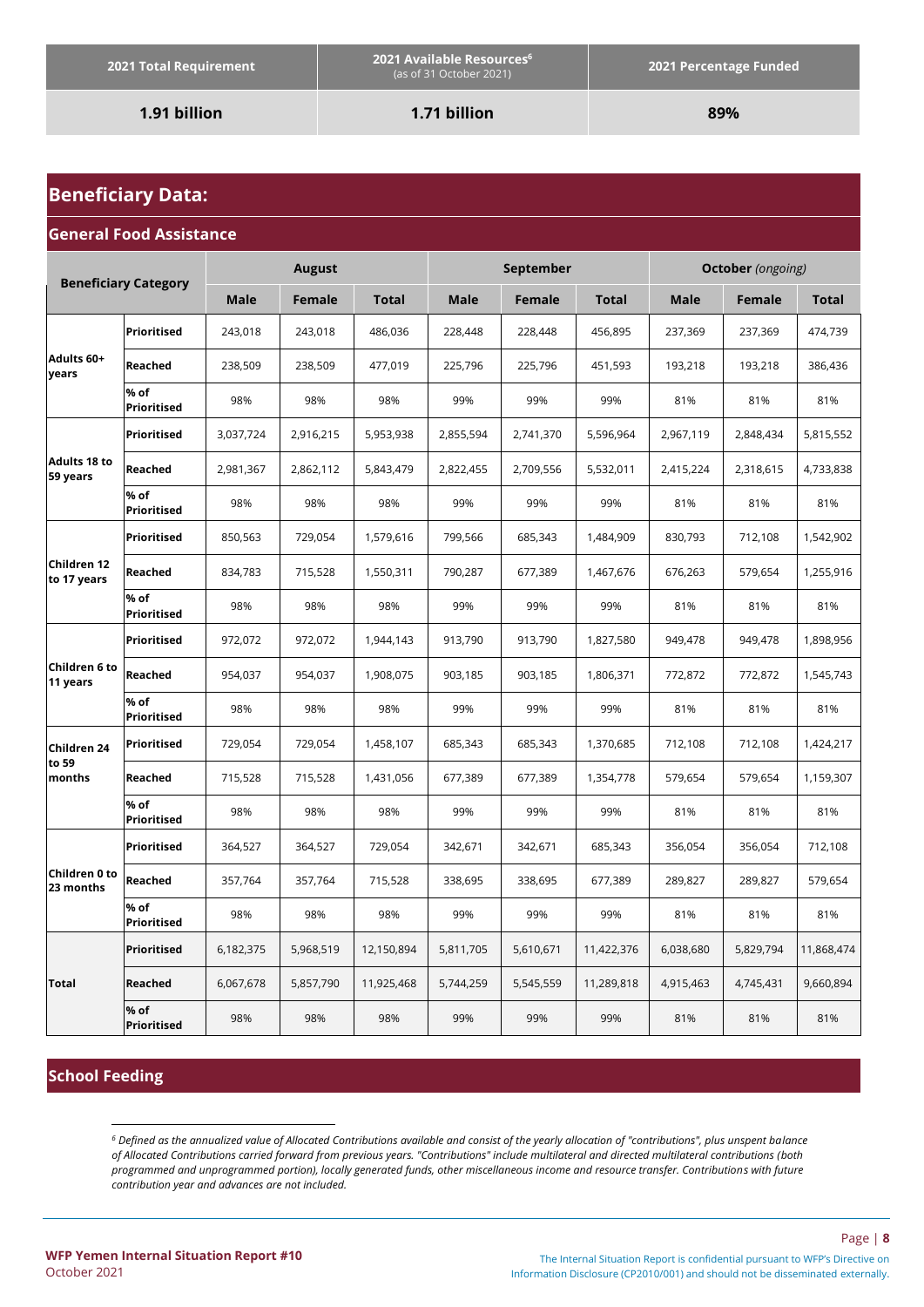| 2021 Total Requirement | 2021 Available Resources[6] (as of 31 October 2021) | 2021 Percentage Funded |
|---|---|---|
| **1.91 billion** | **1.71 billion** | **89%** |

## Beneficiary Data:

### General Food Assistance

| Beneficiary Category | | August | | | September | | | October *(ongoing)* | | |
|---|---|---|---|---|---|---|---|---|---|---|
| | | **Male** | **Female** | **Total** | **Male** | **Female** | **Total** | **Male** | **Female** | **Total** |
| **Adults 60+ years** | **Prioritised** | 243,018 | 243,018 | 486,036 | 228,448 | 228,448 | 456,895 | 237,369 | 237,369 | 474,739 |
| | **Reached** | 238,509 | 238,509 | 477,019 | 225,796 | 225,796 | 451,593 | 193,218 | 193,218 | 386,436 |
| | **% of Prioritised** | 98% | 98% | 98% | 99% | 99% | 99% | 81% | 81% | 81% |
| **Adults 18 to 59 years** | **Prioritised** | 3,037,724 | 2,916,215 | 5,953,938 | 2,855,594 | 2,741,370 | 5,596,964 | 2,967,119 | 2,848,434 | 5,815,552 |
| | **Reached** | 2,981,367 | 2,862,112 | 5,843,479 | 2,822,455 | 2,709,556 | 5,532,011 | 2,415,224 | 2,318,615 | 4,733,838 |
| | **% of Prioritised** | 98% | 98% | 98% | 99% | 99% | 99% | 81% | 81% | 81% |
| **Children 12 to 17 years** | **Prioritised** | 850,563 | 729,054 | 1,579,616 | 799,566 | 685,343 | 1,484,909 | 830,793 | 712,108 | 1,542,902 |
| | **Reached** | 834,783 | 715,528 | 1,550,311 | 790,287 | 677,389 | 1,467,676 | 676,263 | 579,654 | 1,255,916 |
| | **% of Prioritised** | 98% | 98% | 98% | 99% | 99% | 99% | 81% | 81% | 81% |
| **Children 6 to 11 years** | **Prioritised** | 972,072 | 972,072 | 1,944,143 | 913,790 | 913,790 | 1,827,580 | 949,478 | 949,478 | 1,898,956 |
| | **Reached** | 954,037 | 954,037 | 1,908,075 | 903,185 | 903,185 | 1,806,371 | 772,872 | 772,872 | 1,545,743 |
| | **% of Prioritised** | 98% | 98% | 98% | 99% | 99% | 99% | 81% | 81% | 81% |
| **Children 24 to 59 months** | **Prioritised** | 729,054 | 729,054 | 1,458,107 | 685,343 | 685,343 | 1,370,685 | 712,108 | 712,108 | 1,424,217 |
| | **Reached** | 715,528 | 715,528 | 1,431,056 | 677,389 | 677,389 | 1,354,778 | 579,654 | 579,654 | 1,159,307 |
| | **% of Prioritised** | 98% | 98% | 98% | 99% | 99% | 99% | 81% | 81% | 81% |
| **Children 0 to 23 months** | **Prioritised** | 364,527 | 364,527 | 729,054 | 342,671 | 342,671 | 685,343 | 356,054 | 356,054 | 712,108 |
| | **Reached** | 357,764 | 357,764 | 715,528 | 338,695 | 338,695 | 677,389 | 289,827 | 289,827 | 579,654 |
| | **% of Prioritised** | 98% | 98% | 98% | 99% | 99% | 99% | 81% | 81% | 81% |
| **Total** | **Prioritised** | 6,182,375 | 5,968,519 | 12,150,894 | 5,811,705 | 5,610,671 | 11,422,376 | 6,038,680 | 5,829,794 | 11,868,474 |
| | **Reached** | 6,067,678 | 5,857,790 | 11,925,468 | 5,744,259 | 5,545,559 | 11,289,818 | 4,915,463 | 4,745,431 | 9,660,894 |
| | **% of Prioritised** | 98% | 98% | 98% | 99% | 99% | 99% | 81% | 81% | 81% |

### School Feeding

---

*[6] Defined as the annualized value of Allocated Contributions available and consist of the yearly allocation of "contributions", plus unspent balance of Allocated Contributions carried forward from previous years. "Contributions" include multilateral and directed multilateral contributions (both programmed and unprogrammed portion), locally generated funds, other miscellaneous income and resource transfer. Contributions with future contribution year and advances are not included.*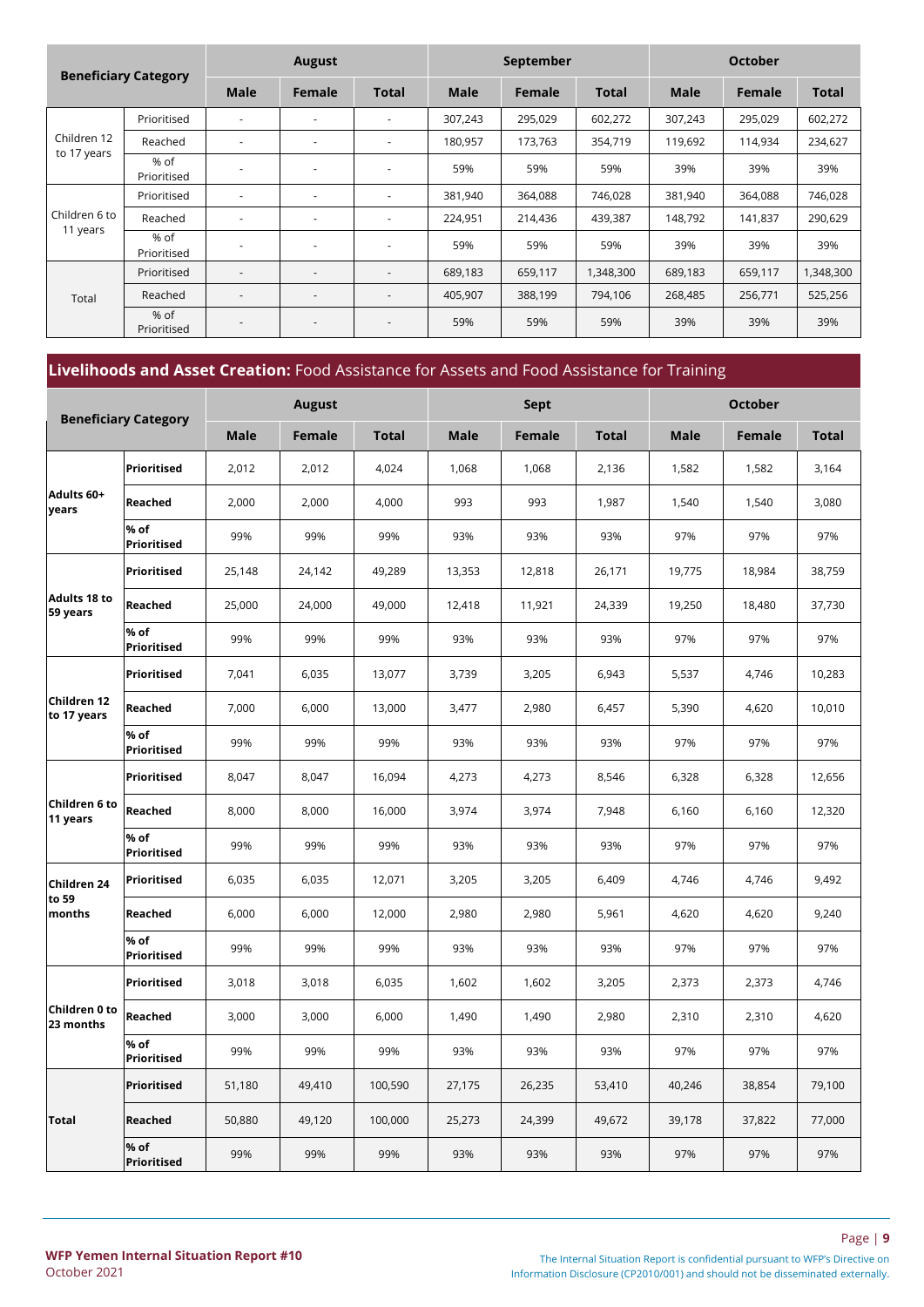| Beneficiary Category | | August | | | September | | | October | | |
|---|---|---|---|---|---|---|---|---|---|---|
| | | Male | Female | Total | Male | Female | Total | Male | Female | Total |
| Children 12 to 17 years | Prioritised | - | - | - | 307,243 | 295,029 | 602,272 | 307,243 | 295,029 | 602,272 |
| | Reached | - | - | - | 180,957 | 173,763 | 354,719 | 119,692 | 114,934 | 234,627 |
| | % of Prioritised | - | - | - | 59% | 59% | 59% | 39% | 39% | 39% |
| Children 6 to 11 years | Prioritised | - | - | - | 381,940 | 364,088 | 746,028 | 381,940 | 364,088 | 746,028 |
| | Reached | - | - | - | 224,951 | 214,436 | 439,387 | 148,792 | 141,837 | 290,629 |
| | % of Prioritised | - | - | - | 59% | 59% | 59% | 39% | 39% | 39% |
| Total | Prioritised | - | - | - | 689,183 | 659,117 | 1,348,300 | 689,183 | 659,117 | 1,348,300 |
| | Reached | - | - | - | 405,907 | 388,199 | 794,106 | 268,485 | 256,771 | 525,256 |
| | % of Prioritised | - | - | - | 59% | 59% | 59% | 39% | 39% | 39% |

## **Livelihoods and Asset Creation:** Food Assistance for Assets and Food Assistance for Training

| Beneficiary Category | | August | | | Sept | | | October | | |
|---|---|---|---|---|---|---|---|---|---|---|
| | | Male | Female | Total | Male | Female | Total | Male | Female | Total |
| **Adults 60+ years** | **Prioritised** | 2,012 | 2,012 | 4,024 | 1,068 | 1,068 | 2,136 | 1,582 | 1,582 | 3,164 |
| | **Reached** | 2,000 | 2,000 | 4,000 | 993 | 993 | 1,987 | 1,540 | 1,540 | 3,080 |
| | **% of Prioritised** | 99% | 99% | 99% | 93% | 93% | 93% | 97% | 97% | 97% |
| **Adults 18 to 59 years** | **Prioritised** | 25,148 | 24,142 | 49,289 | 13,353 | 12,818 | 26,171 | 19,775 | 18,984 | 38,759 |
| | **Reached** | 25,000 | 24,000 | 49,000 | 12,418 | 11,921 | 24,339 | 19,250 | 18,480 | 37,730 |
| | **% of Prioritised** | 99% | 99% | 99% | 93% | 93% | 93% | 97% | 97% | 97% |
| **Children 12 to 17 years** | **Prioritised** | 7,041 | 6,035 | 13,077 | 3,739 | 3,205 | 6,943 | 5,537 | 4,746 | 10,283 |
| | **Reached** | 7,000 | 6,000 | 13,000 | 3,477 | 2,980 | 6,457 | 5,390 | 4,620 | 10,010 |
| | **% of Prioritised** | 99% | 99% | 99% | 93% | 93% | 93% | 97% | 97% | 97% |
| **Children 6 to 11 years** | **Prioritised** | 8,047 | 8,047 | 16,094 | 4,273 | 4,273 | 8,546 | 6,328 | 6,328 | 12,656 |
| | **Reached** | 8,000 | 8,000 | 16,000 | 3,974 | 3,974 | 7,948 | 6,160 | 6,160 | 12,320 |
| | **% of Prioritised** | 99% | 99% | 99% | 93% | 93% | 93% | 97% | 97% | 97% |
| **Children 24 to 59 months** | **Prioritised** | 6,035 | 6,035 | 12,071 | 3,205 | 3,205 | 6,409 | 4,746 | 4,746 | 9,492 |
| | **Reached** | 6,000 | 6,000 | 12,000 | 2,980 | 2,980 | 5,961 | 4,620 | 4,620 | 9,240 |
| | **% of Prioritised** | 99% | 99% | 99% | 93% | 93% | 93% | 97% | 97% | 97% |
| **Children 0 to 23 months** | **Prioritised** | 3,018 | 3,018 | 6,035 | 1,602 | 1,602 | 3,205 | 2,373 | 2,373 | 4,746 |
| | **Reached** | 3,000 | 3,000 | 6,000 | 1,490 | 1,490 | 2,980 | 2,310 | 2,310 | 4,620 |
| | **% of Prioritised** | 99% | 99% | 99% | 93% | 93% | 93% | 97% | 97% | 97% |
| **Total** | **Prioritised** | 51,180 | 49,410 | 100,590 | 27,175 | 26,235 | 53,410 | 40,246 | 38,854 | 79,100 |
| | **Reached** | 50,880 | 49,120 | 100,000 | 25,273 | 24,399 | 49,672 | 39,178 | 37,822 | 77,000 |
| | **% of Prioritised** | 99% | 99% | 99% | 93% | 93% | 93% | 97% | 97% | 97% |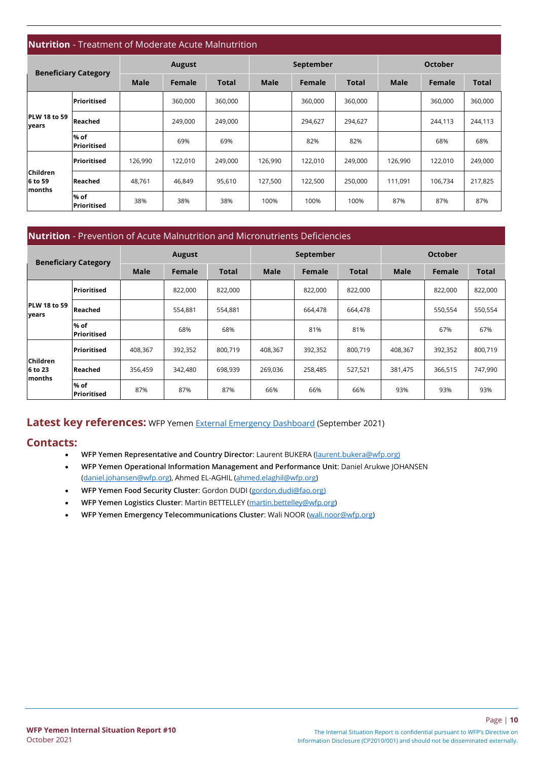## Nutrition - Treatment of Moderate Acute Malnutrition

| Beneficiary Category | | August | | | September | | | October | | |
|---|---|---|---|---|---|---|---|---|---|---|
| | | Male | Female | Total | Male | Female | Total | Male | Female | Total |
| PLW 18 to 59 years | Prioritised | | 360,000 | 360,000 | | 360,000 | 360,000 | | 360,000 | 360,000 |
| | Reached | | 249,000 | 249,000 | | 294,627 | 294,627 | | 244,113 | 244,113 |
| | % of Prioritised | | 69% | 69% | | 82% | 82% | | 68% | 68% |
| Children 6 to 59 months | Prioritised | 126,990 | 122,010 | 249,000 | 126,990 | 122,010 | 249,000 | 126,990 | 122,010 | 249,000 |
| | Reached | 48,761 | 46,849 | 95,610 | 127,500 | 122,500 | 250,000 | 111,091 | 106,734 | 217,825 |
| | % of Prioritised | 38% | 38% | 38% | 100% | 100% | 100% | 87% | 87% | 87% |

## Nutrition - Prevention of Acute Malnutrition and Micronutrients Deficiencies

| Beneficiary Category | | August | | | September | | | October | | |
|---|---|---|---|---|---|---|---|---|---|---|
| | | Male | Female | Total | Male | Female | Total | Male | Female | Total |
| PLW 18 to 59 years | Prioritised | | 822,000 | 822,000 | | 822,000 | 822,000 | | 822,000 | 822,000 |
| | Reached | | 554,881 | 554,881 | | 664,478 | 664,478 | | 550,554 | 550,554 |
| | % of Prioritised | | 68% | 68% | | 81% | 81% | | 67% | 67% |
| Children 6 to 23 months | Prioritised | 408,367 | 392,352 | 800,719 | 408,367 | 392,352 | 800,719 | 408,367 | 392,352 | 800,719 |
| | Reached | 356,459 | 342,480 | 698,939 | 269,036 | 258,485 | 527,521 | 381,475 | 366,515 | 747,990 |
| | % of Prioritised | 87% | 87% | 87% | 66% | 66% | 66% | 93% | 93% | 93% |

## Latest key references:
WFP Yemen External Emergency Dashboard (September 2021)

## Contacts:

- **WFP Yemen Representative and Country Director**: Laurent BUKERA (laurent.bukera@wfp.org)
- **WFP Yemen Operational Information Management and Performance Unit**: Daniel Arukwe JOHANSEN (daniel.johansen@wfp.org), Ahmed EL-AGHIL (ahmed.elaghil@wfp.org)
- **WFP Yemen Food Security Cluster**: Gordon DUDI (gordon.dudi@fao.org)
- **WFP Yemen Logistics Cluster**: Martin BETTELLEY (martin.bettelley@wfp.org)
- **WFP Yemen Emergency Telecommunications Cluster**: Wali NOOR (wali.noor@wfp.org)